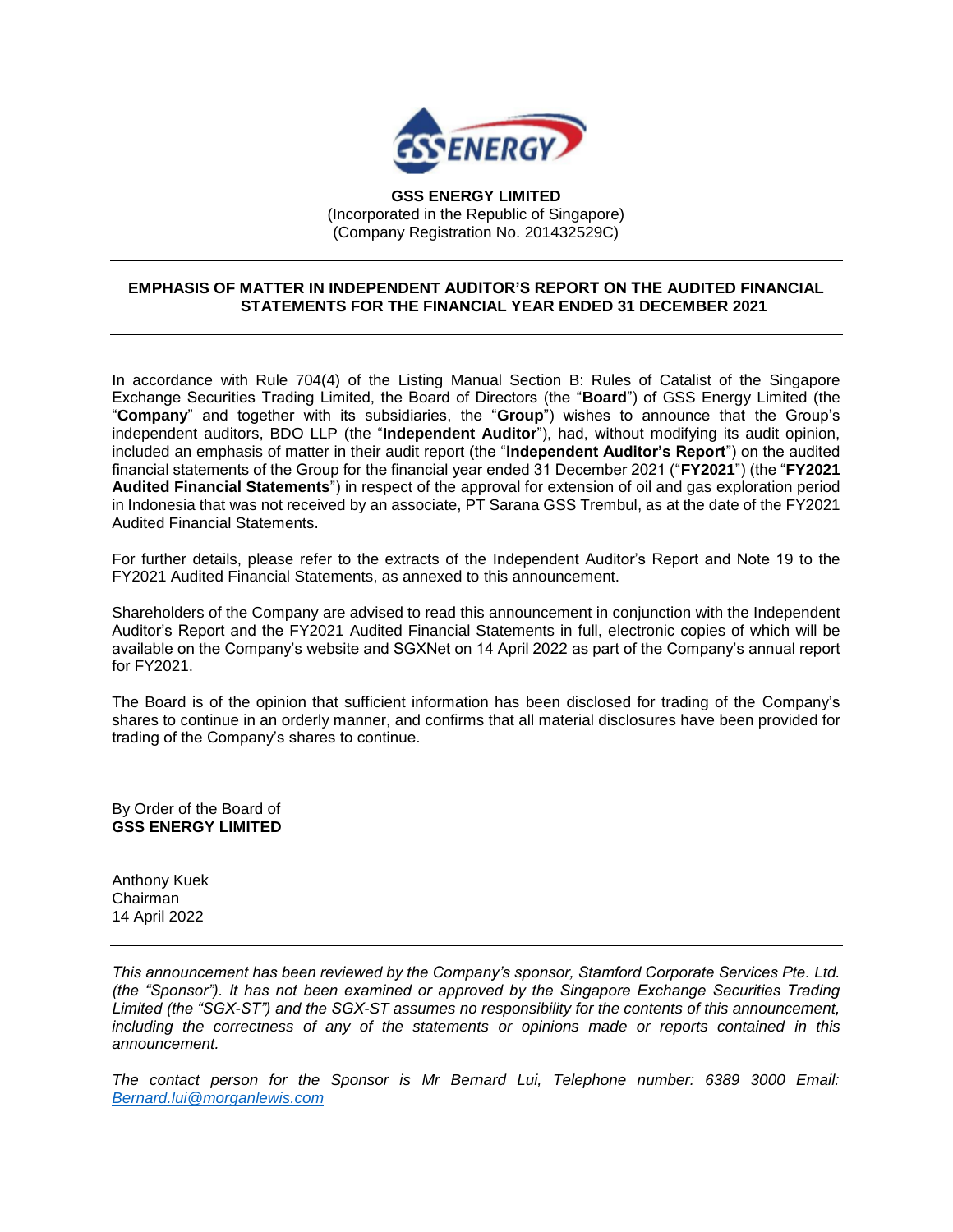**GSS ENERGY LIMITED**
(Incorporated in the Republic of Singapore)
(Company Registration No. 201432529C)

---

**EMPHASIS OF MATTER IN INDEPENDENT AUDITOR'S REPORT ON THE AUDITED FINANCIAL STATEMENTS FOR THE FINANCIAL YEAR ENDED 31 DECEMBER 2021**

---

In accordance with Rule 704(4) of the Listing Manual Section B: Rules of Catalist of the Singapore Exchange Securities Trading Limited, the Board of Directors (the "**Board**") of GSS Energy Limited (the "**Company**" and together with its subsidiaries, the "**Group**") wishes to announce that the Group's independent auditors, BDO LLP (the "**Independent Auditor**"), had, without modifying its audit opinion, included an emphasis of matter in their audit report (the "**Independent Auditor's Report**") on the audited financial statements of the Group for the financial year ended 31 December 2021 ("**FY2021**") (the "**FY2021 Audited Financial Statements**") in respect of the approval for extension of oil and gas exploration period in Indonesia that was not received by an associate, PT Sarana GSS Trembul, as at the date of the FY2021 Audited Financial Statements.

For further details, please refer to the extracts of the Independent Auditor's Report and Note 19 to the FY2021 Audited Financial Statements, as annexed to this announcement.

Shareholders of the Company are advised to read this announcement in conjunction with the Independent Auditor's Report and the FY2021 Audited Financial Statements in full, electronic copies of which will be available on the Company's website and SGXNet on 14 April 2022 as part of the Company's annual report for FY2021.

The Board is of the opinion that sufficient information has been disclosed for trading of the Company's shares to continue in an orderly manner, and confirms that all material disclosures have been provided for trading of the Company's shares to continue.

By Order of the Board of
**GSS ENERGY LIMITED**

Anthony Kuek
Chairman
14 April 2022

---

*This announcement has been reviewed by the Company's sponsor, Stamford Corporate Services Pte. Ltd. (the "Sponsor"). It has not been examined or approved by the Singapore Exchange Securities Trading Limited (the "SGX-ST") and the SGX-ST assumes no responsibility for the contents of this announcement, including the correctness of any of the statements or opinions made or reports contained in this announcement.*

*The contact person for the Sponsor is Mr Bernard Lui, Telephone number: 6389 3000 Email: Bernard.lui@morganlewis.com*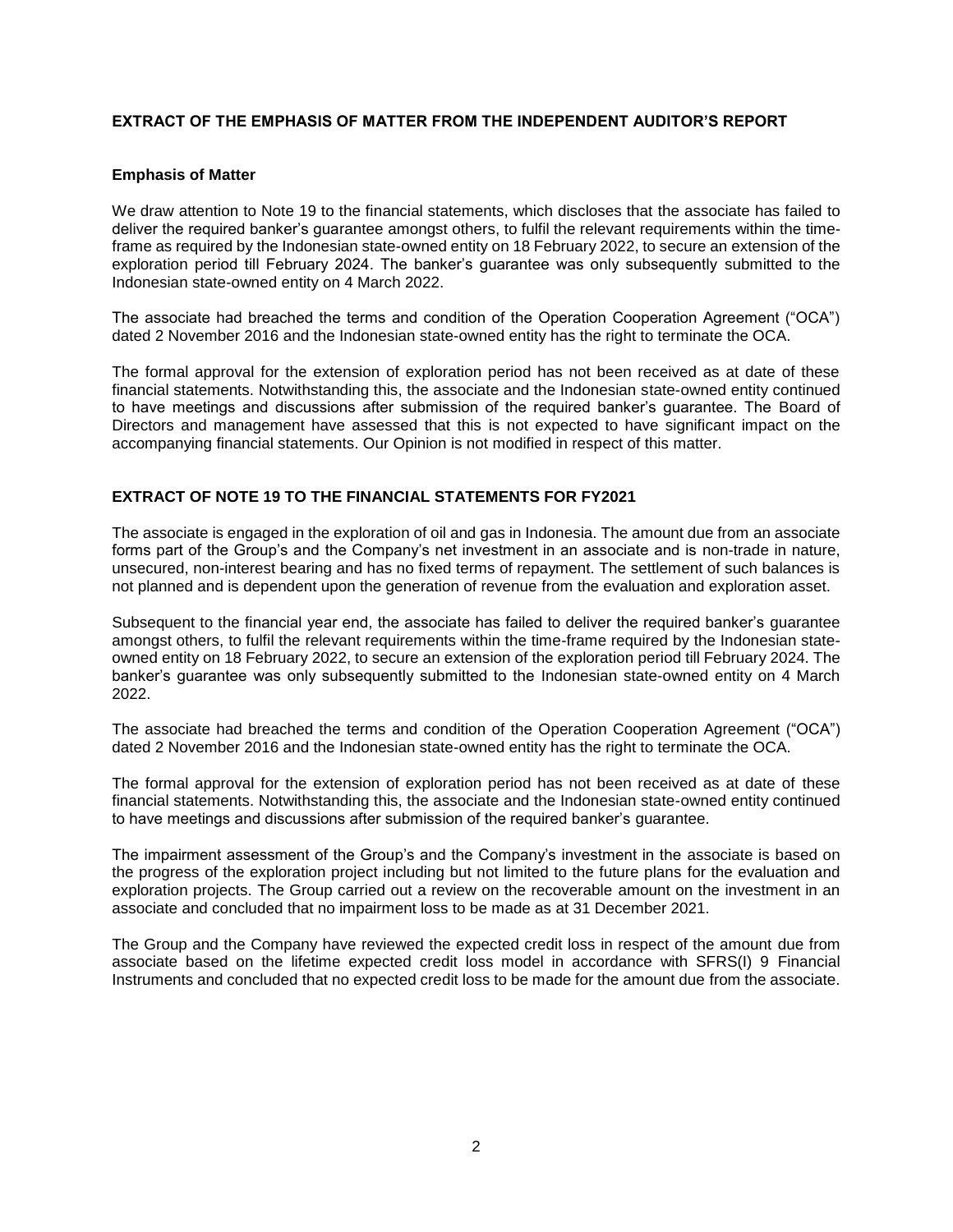## EXTRACT OF THE EMPHASIS OF MATTER FROM THE INDEPENDENT AUDITOR'S REPORT

**Emphasis of Matter**

We draw attention to Note 19 to the financial statements, which discloses that the associate has failed to deliver the required banker's guarantee amongst others, to fulfil the relevant requirements within the time-frame as required by the Indonesian state-owned entity on 18 February 2022, to secure an extension of the exploration period till February 2024. The banker's guarantee was only subsequently submitted to the Indonesian state-owned entity on 4 March 2022.

The associate had breached the terms and condition of the Operation Cooperation Agreement ("OCA") dated 2 November 2016 and the Indonesian state-owned entity has the right to terminate the OCA.

The formal approval for the extension of exploration period has not been received as at date of these financial statements. Notwithstanding this, the associate and the Indonesian state-owned entity continued to have meetings and discussions after submission of the required banker's guarantee. The Board of Directors and management have assessed that this is not expected to have significant impact on the accompanying financial statements. Our Opinion is not modified in respect of this matter.

## EXTRACT OF NOTE 19 TO THE FINANCIAL STATEMENTS FOR FY2021

The associate is engaged in the exploration of oil and gas in Indonesia. The amount due from an associate forms part of the Group's and the Company's net investment in an associate and is non-trade in nature, unsecured, non-interest bearing and has no fixed terms of repayment. The settlement of such balances is not planned and is dependent upon the generation of revenue from the evaluation and exploration asset.

Subsequent to the financial year end, the associate has failed to deliver the required banker's guarantee amongst others, to fulfil the relevant requirements within the time-frame required by the Indonesian state-owned entity on 18 February 2022, to secure an extension of the exploration period till February 2024. The banker's guarantee was only subsequently submitted to the Indonesian state-owned entity on 4 March 2022.

The associate had breached the terms and condition of the Operation Cooperation Agreement ("OCA") dated 2 November 2016 and the Indonesian state-owned entity has the right to terminate the OCA.

The formal approval for the extension of exploration period has not been received as at date of these financial statements. Notwithstanding this, the associate and the Indonesian state-owned entity continued to have meetings and discussions after submission of the required banker's guarantee.

The impairment assessment of the Group's and the Company's investment in the associate is based on the progress of the exploration project including but not limited to the future plans for the evaluation and exploration projects. The Group carried out a review on the recoverable amount on the investment in an associate and concluded that no impairment loss to be made as at 31 December 2021.

The Group and the Company have reviewed the expected credit loss in respect of the amount due from associate based on the lifetime expected credit loss model in accordance with SFRS(I) 9 Financial Instruments and concluded that no expected credit loss to be made for the amount due from the associate.